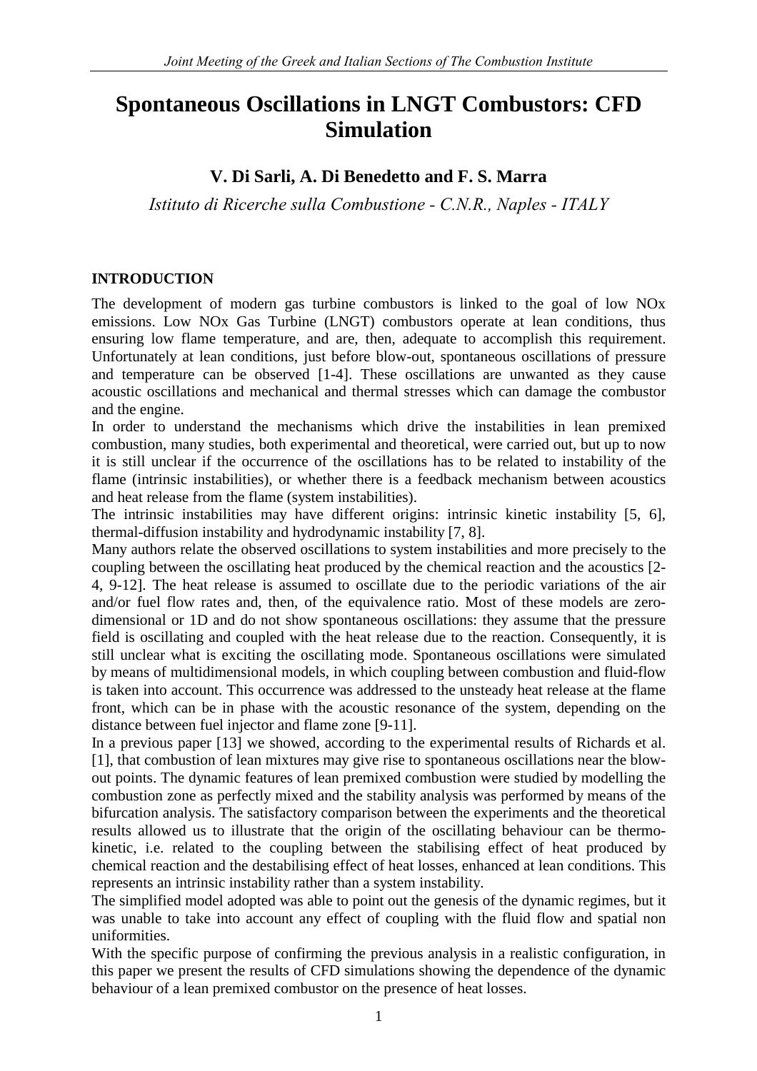# Spontaneous Oscillations in LNGT Combustors: CFD Simulation

**V. Di Sarli, A. Di Benedetto and F. S. Marra**

*Istituto di Ricerche sulla Combustione - C.N.R., Naples - ITALY*

## INTRODUCTION

The development of modern gas turbine combustors is linked to the goal of low NOx emissions. Low NOx Gas Turbine (LNGT) combustors operate at lean conditions, thus ensuring low flame temperature, and are, then, adequate to accomplish this requirement. Unfortunately at lean conditions, just before blow-out, spontaneous oscillations of pressure and temperature can be observed [1-4]. These oscillations are unwanted as they cause acoustic oscillations and mechanical and thermal stresses which can damage the combustor and the engine.

In order to understand the mechanisms which drive the instabilities in lean premixed combustion, many studies, both experimental and theoretical, were carried out, but up to now it is still unclear if the occurrence of the oscillations has to be related to instability of the flame (intrinsic instabilities), or whether there is a feedback mechanism between acoustics and heat release from the flame (system instabilities).

The intrinsic instabilities may have different origins: intrinsic kinetic instability [5, 6], thermal-diffusion instability and hydrodynamic instability [7, 8].

Many authors relate the observed oscillations to system instabilities and more precisely to the coupling between the oscillating heat produced by the chemical reaction and the acoustics [2-4, 9-12]. The heat release is assumed to oscillate due to the periodic variations of the air and/or fuel flow rates and, then, of the equivalence ratio. Most of these models are zero-dimensional or 1D and do not show spontaneous oscillations: they assume that the pressure field is oscillating and coupled with the heat release due to the reaction. Consequently, it is still unclear what is exciting the oscillating mode. Spontaneous oscillations were simulated by means of multidimensional models, in which coupling between combustion and fluid-flow is taken into account. This occurrence was addressed to the unsteady heat release at the flame front, which can be in phase with the acoustic resonance of the system, depending on the distance between fuel injector and flame zone [9-11].

In a previous paper [13] we showed, according to the experimental results of Richards et al. [1], that combustion of lean mixtures may give rise to spontaneous oscillations near the blow-out points. The dynamic features of lean premixed combustion were studied by modelling the combustion zone as perfectly mixed and the stability analysis was performed by means of the bifurcation analysis. The satisfactory comparison between the experiments and the theoretical results allowed us to illustrate that the origin of the oscillating behaviour can be thermo-kinetic, i.e. related to the coupling between the stabilising effect of heat produced by chemical reaction and the destabilising effect of heat losses, enhanced at lean conditions. This represents an intrinsic instability rather than a system instability.

The simplified model adopted was able to point out the genesis of the dynamic regimes, but it was unable to take into account any effect of coupling with the fluid flow and spatial non uniformities.

With the specific purpose of confirming the previous analysis in a realistic configuration, in this paper we present the results of CFD simulations showing the dependence of the dynamic behaviour of a lean premixed combustor on the presence of heat losses.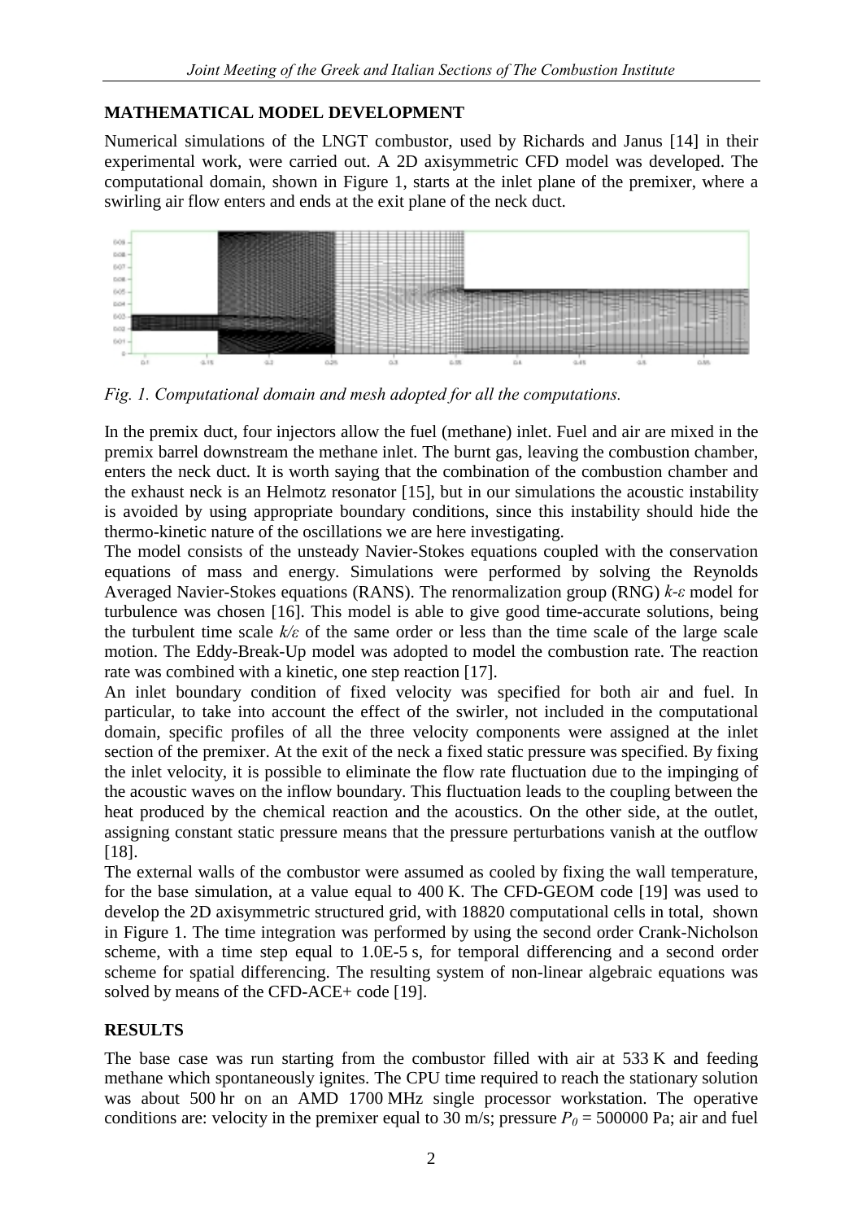## MATHEMATICAL MODEL DEVELOPMENT

Numerical simulations of the LNGT combustor, used by Richards and Janus [14] in their experimental work, were carried out. A 2D axisymmetric CFD model was developed. The computational domain, shown in Figure 1, starts at the inlet plane of the premixer, where a swirling air flow enters and ends at the exit plane of the neck duct.

*Fig. 1. Computational domain and mesh adopted for all the computations.*

In the premix duct, four injectors allow the fuel (methane) inlet. Fuel and air are mixed in the premix barrel downstream the methane inlet. The burnt gas, leaving the combustion chamber, enters the neck duct. It is worth saying that the combination of the combustion chamber and the exhaust neck is an Helmotz resonator [15], but in our simulations the acoustic instability is avoided by using appropriate boundary conditions, since this instability should hide the thermo-kinetic nature of the oscillations we are here investigating.

The model consists of the unsteady Navier-Stokes equations coupled with the conservation equations of mass and energy. Simulations were performed by solving the Reynolds Averaged Navier-Stokes equations (RANS). The renormalization group (RNG) $k$-$\varepsilon$ model for turbulence was chosen [16]. This model is able to give good time-accurate solutions, being the turbulent time scale $k/\varepsilon$ of the same order or less than the time scale of the large scale motion. The Eddy-Break-Up model was adopted to model the combustion rate. The reaction rate was combined with a kinetic, one step reaction [17].

An inlet boundary condition of fixed velocity was specified for both air and fuel. In particular, to take into account the effect of the swirler, not included in the computational domain, specific profiles of all the three velocity components were assigned at the inlet section of the premixer. At the exit of the neck a fixed static pressure was specified. By fixing the inlet velocity, it is possible to eliminate the flow rate fluctuation due to the impinging of the acoustic waves on the inflow boundary. This fluctuation leads to the coupling between the heat produced by the chemical reaction and the acoustics. On the other side, at the outlet, assigning constant static pressure means that the pressure perturbations vanish at the outflow [18].

The external walls of the combustor were assumed as cooled by fixing the wall temperature, for the base simulation, at a value equal to 400 K. The CFD-GEOM code [19] was used to develop the 2D axisymmetric structured grid, with 18820 computational cells in total, shown in Figure 1. The time integration was performed by using the second order Crank-Nicholson scheme, with a time step equal to 1.0E-5 s, for temporal differencing and a second order scheme for spatial differencing. The resulting system of non-linear algebraic equations was solved by means of the CFD-ACE+ code [19].

## RESULTS

The base case was run starting from the combustor filled with air at 533 K and feeding methane which spontaneously ignites. The CPU time required to reach the stationary solution was about 500 hr on an AMD 1700 MHz single processor workstation. The operative conditions are: velocity in the premixer equal to 30 m/s; pressure $P_0$ = 500000 Pa; air and fuel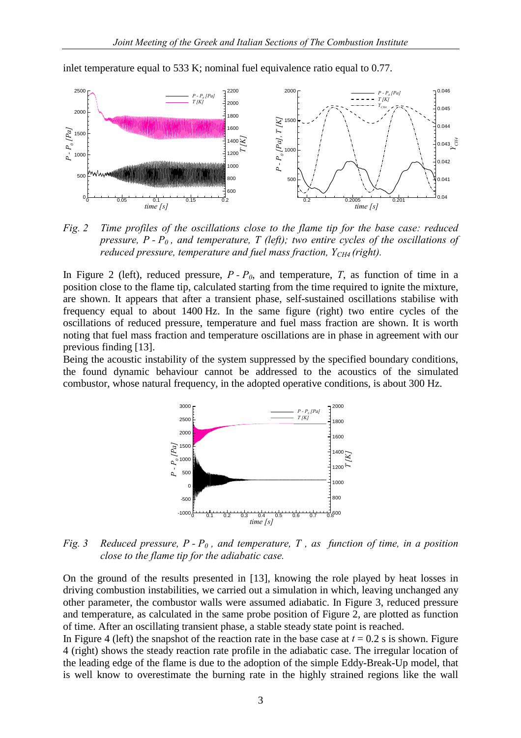inlet temperature equal to 533 K; nominal fuel equivalence ratio equal to 0.77.

*Fig. 2 Time profiles of the oscillations close to the flame tip for the base case: reduced pressure, $P - P_0$, and temperature, $T$ (left); two entire cycles of the oscillations of reduced pressure, temperature and fuel mass fraction, $Y_{CH4}$ (right).*

In Figure 2 (left), reduced pressure, $P - P_0$, and temperature, $T$, as function of time in a position close to the flame tip, calculated starting from the time required to ignite the mixture, are shown. It appears that after a transient phase, self-sustained oscillations stabilise with frequency equal to about 1400 Hz. In the same figure (right) two entire cycles of the oscillations of reduced pressure, temperature and fuel mass fraction are shown. It is worth noting that fuel mass fraction and temperature oscillations are in phase in agreement with our previous finding [13].

Being the acoustic instability of the system suppressed by the specified boundary conditions, the found dynamic behaviour cannot be addressed to the acoustics of the simulated combustor, whose natural frequency, in the adopted operative conditions, is about 300 Hz.

*Fig. 3 Reduced pressure, $P - P_0$, and temperature, $T$, as function of time, in a position close to the flame tip for the adiabatic case.*

On the ground of the results presented in [13], knowing the role played by heat losses in driving combustion instabilities, we carried out a simulation in which, leaving unchanged any other parameter, the combustor walls were assumed adiabatic. In Figure 3, reduced pressure and temperature, as calculated in the same probe position of Figure 2, are plotted as function of time. After an oscillating transient phase, a stable steady state point is reached.

In Figure 4 (left) the snapshot of the reaction rate in the base case at $t = 0.2$ s is shown. Figure 4 (right) shows the steady reaction rate profile in the adiabatic case. The irregular location of the leading edge of the flame is due to the adoption of the simple Eddy-Break-Up model, that is well know to overestimate the burning rate in the highly strained regions like the wall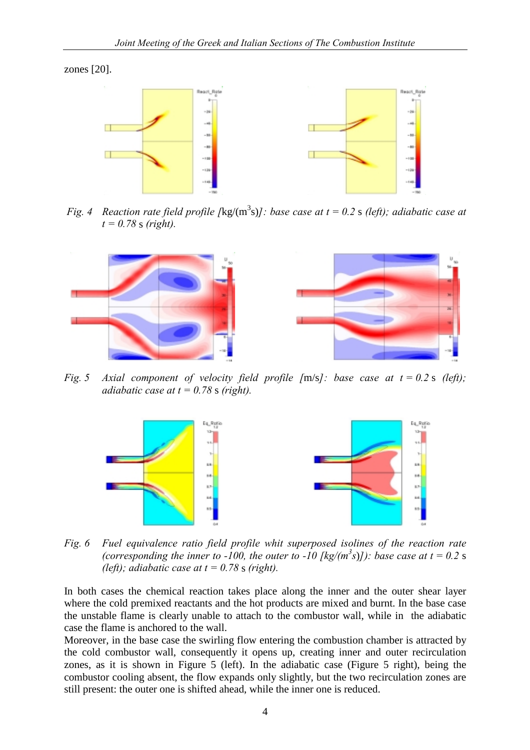zones [20].

*Fig. 4 Reaction rate field profile [*kg/(m$^3$s)*]: base case at t = 0.2* s *(left); adiabatic case at t = 0.78* s *(right).*

*Fig. 5 Axial component of velocity field profile [*m/s*]: base case at t = 0.2* s *(left); adiabatic case at t = 0.78* s *(right).*

*Fig. 6 Fuel equivalence ratio field profile whit superposed isolines of the reaction rate (corresponding the inner to -100, the outer to -10 [kg/(m$^3$s)]): base case at t = 0.2* s *(left); adiabatic case at t = 0.78* s *(right).*

In both cases the chemical reaction takes place along the inner and the outer shear layer where the cold premixed reactants and the hot products are mixed and burnt. In the base case the unstable flame is clearly unable to attach to the combustor wall, while in the adiabatic case the flame is anchored to the wall.

Moreover, in the base case the swirling flow entering the combustion chamber is attracted by the cold combustor wall, consequently it opens up, creating inner and outer recirculation zones, as it is shown in Figure 5 (left). In the adiabatic case (Figure 5 right), being the combustor cooling absent, the flow expands only slightly, but the two recirculation zones are still present: the outer one is shifted ahead, while the inner one is reduced.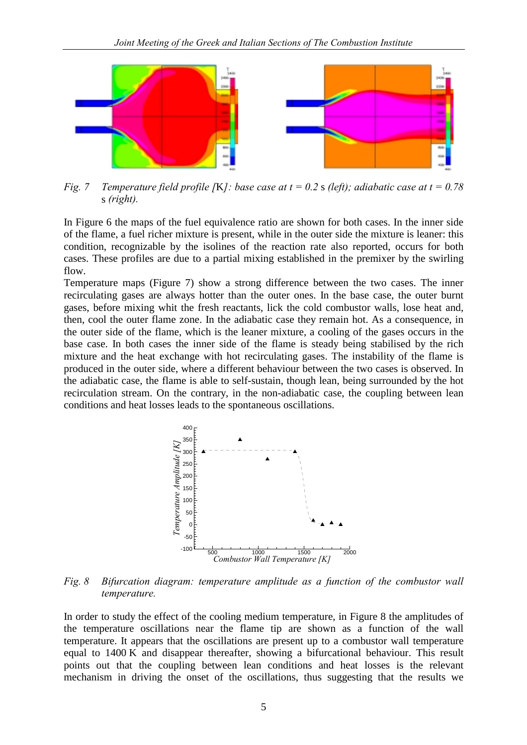*Fig. 7 Temperature field profile [*K*]: base case at t = 0.2* s *(left); adiabatic case at t = 0.78* s *(right).*

In Figure 6 the maps of the fuel equivalence ratio are shown for both cases. In the inner side of the flame, a fuel richer mixture is present, while in the outer side the mixture is leaner: this condition, recognizable by the isolines of the reaction rate also reported, occurs for both cases. These profiles are due to a partial mixing established in the premixer by the swirling flow.

Temperature maps (Figure 7) show a strong difference between the two cases. The inner recirculating gases are always hotter than the outer ones. In the base case, the outer burnt gases, before mixing whit the fresh reactants, lick the cold combustor walls, lose heat and, then, cool the outer flame zone. In the adiabatic case they remain hot. As a consequence, in the outer side of the flame, which is the leaner mixture, a cooling of the gases occurs in the base case. In both cases the inner side of the flame is steady being stabilised by the rich mixture and the heat exchange with hot recirculating gases. The instability of the flame is produced in the outer side, where a different behaviour between the two cases is observed. In the adiabatic case, the flame is able to self-sustain, though lean, being surrounded by the hot recirculation stream. On the contrary, in the non-adiabatic case, the coupling between lean conditions and heat losses leads to the spontaneous oscillations.

*Fig. 8 Bifurcation diagram: temperature amplitude as a function of the combustor wall temperature.*

In order to study the effect of the cooling medium temperature, in Figure 8 the amplitudes of the temperature oscillations near the flame tip are shown as a function of the wall temperature. It appears that the oscillations are present up to a combustor wall temperature equal to 1400 K and disappear thereafter, showing a bifurcational behaviour. This result points out that the coupling between lean conditions and heat losses is the relevant mechanism in driving the onset of the oscillations, thus suggesting that the results we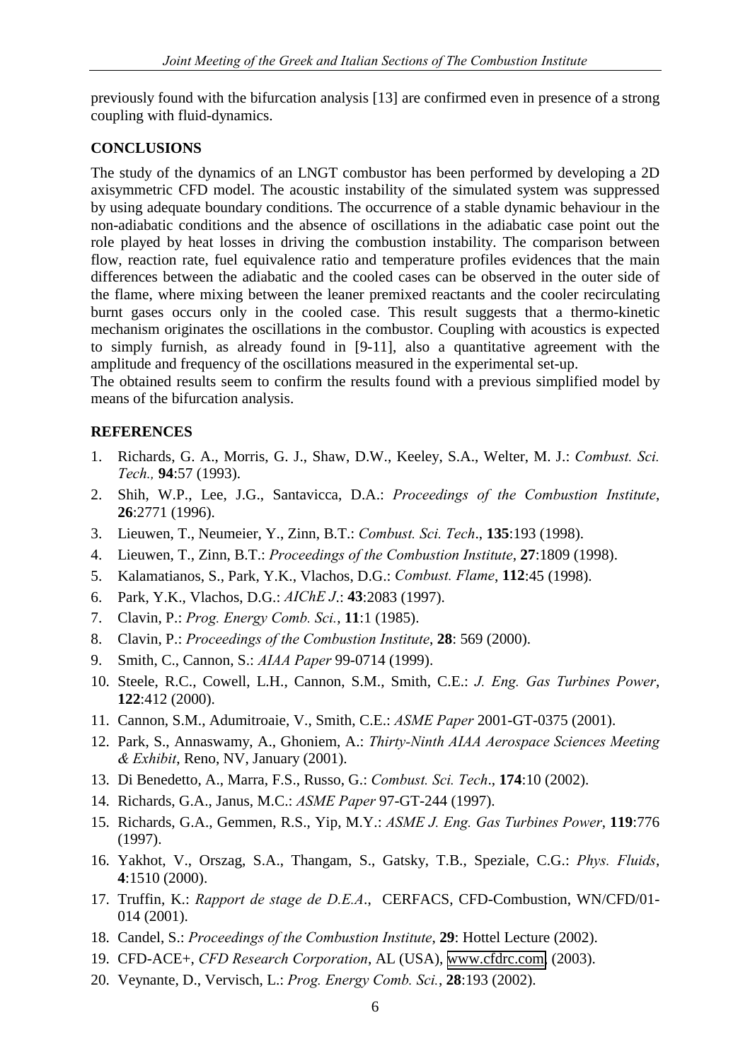previously found with the bifurcation analysis [13] are confirmed even in presence of a strong coupling with fluid-dynamics.

## CONCLUSIONS

The study of the dynamics of an LNGT combustor has been performed by developing a 2D axisymmetric CFD model. The acoustic instability of the simulated system was suppressed by using adequate boundary conditions. The occurrence of a stable dynamic behaviour in the non-adiabatic conditions and the absence of oscillations in the adiabatic case point out the role played by heat losses in driving the combustion instability. The comparison between flow, reaction rate, fuel equivalence ratio and temperature profiles evidences that the main differences between the adiabatic and the cooled cases can be observed in the outer side of the flame, where mixing between the leaner premixed reactants and the cooler recirculating burnt gases occurs only in the cooled case. This result suggests that a thermo-kinetic mechanism originates the oscillations in the combustor. Coupling with acoustics is expected to simply furnish, as already found in [9-11], also a quantitative agreement with the amplitude and frequency of the oscillations measured in the experimental set-up.
The obtained results seem to confirm the results found with a previous simplified model by means of the bifurcation analysis.

## REFERENCES

1. Richards, G. A., Morris, G. J., Shaw, D.W., Keeley, S.A., Welter, M. J.: *Combust. Sci. Tech.,* **94**:57 (1993).
2. Shih, W.P., Lee, J.G., Santavicca, D.A.: *Proceedings of the Combustion Institute*, **26**:2771 (1996).
3. Lieuwen, T., Neumeier, Y., Zinn, B.T.: *Combust. Sci. Tech*., **135**:193 (1998).
4. Lieuwen, T., Zinn, B.T.: *Proceedings of the Combustion Institute*, **27**:1809 (1998).
5. Kalamatianos, S., Park, Y.K., Vlachos, D.G.: *Combust. Flame*, **112**:45 (1998).
6. Park, Y.K., Vlachos, D.G.: *AIChE J*.: **43**:2083 (1997).
7. Clavin, P.: *Prog. Energy Comb. Sci.*, **11**:1 (1985).
8. Clavin, P.: *Proceedings of the Combustion Institute*, **28**: 569 (2000).
9. Smith, C., Cannon, S.: *AIAA Paper* 99-0714 (1999).
10. Steele, R.C., Cowell, L.H., Cannon, S.M., Smith, C.E.: *J. Eng. Gas Turbines Power*, **122**:412 (2000).
11. Cannon, S.M., Adumitroaie, V., Smith, C.E.: *ASME Paper* 2001-GT-0375 (2001).
12. Park, S., Annaswamy, A., Ghoniem, A.: *Thirty-Ninth AIAA Aerospace Sciences Meeting & Exhibit*, Reno, NV, January (2001).
13. Di Benedetto, A., Marra, F.S., Russo, G.: *Combust. Sci. Tech*., **174**:10 (2002).
14. Richards, G.A., Janus, M.C.: *ASME Paper* 97-GT-244 (1997).
15. Richards, G.A., Gemmen, R.S., Yip, M.Y.: *ASME J. Eng. Gas Turbines Power*, **119**:776 (1997).
16. Yakhot, V., Orszag, S.A., Thangam, S., Gatsky, T.B., Speziale, C.G.: *Phys. Fluids*, **4**:1510 (2000).
17. Truffin, K.: *Rapport de stage de D.E.A*., CERFACS, CFD-Combustion, WN/CFD/01-014 (2001).
18. Candel, S.: *Proceedings of the Combustion Institute*, **29**: Hottel Lecture (2002).
19. CFD-ACE+, *CFD Research Corporation*, AL (USA), www.cfdrc.com, (2003).
20. Veynante, D., Vervisch, L.: *Prog. Energy Comb. Sci.*, **28**:193 (2002).